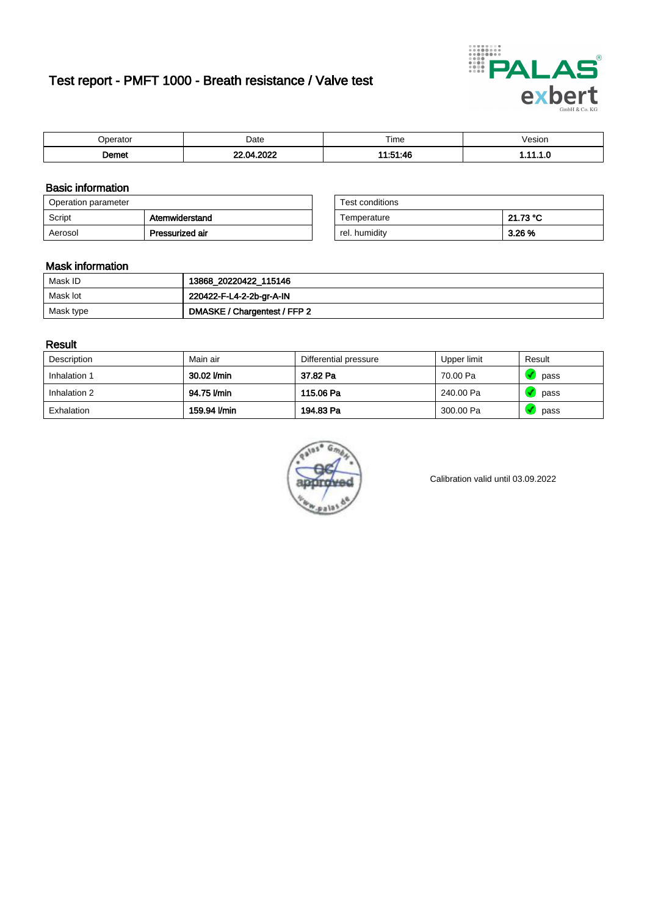# Test report - PMFT 1000 - Breath resistance / Valve test

| Operator | Date | Time | Vesion |
|---|---|---|---|
| **Demet** | **22.04.2022** | **11:51:46** | **1.11.1.0** |

## Basic information

| Operation parameter | |
|---|---|
| Script | **Atemwiderstand** |
| Aerosol | **Pressurized air** |

| Test conditions | |
|---|---|
| Temperature | **21.73 °C** |
| rel. humidity | **3.26 %** |

## Mask information

| | |
|---|---|
| Mask ID | **13868_20220422_115146** |
| Mask lot | **220422-F-L4-2-2b-gr-A-IN** |
| Mask type | **DMASKE / Chargentest / FFP 2** |

## Result

| Description | Main air | Differential pressure | Upper limit | Result |
|---|---|---|---|---|
| Inhalation 1 | **30.02 l/min** | **37.82 Pa** | 70.00 Pa | pass |
| Inhalation 2 | **94.75 l/min** | **115.06 Pa** | 240.00 Pa | pass |
| Exhalation | **159.94 l/min** | **194.83 Pa** | 300.00 Pa | pass |

Calibration valid until 03.09.2022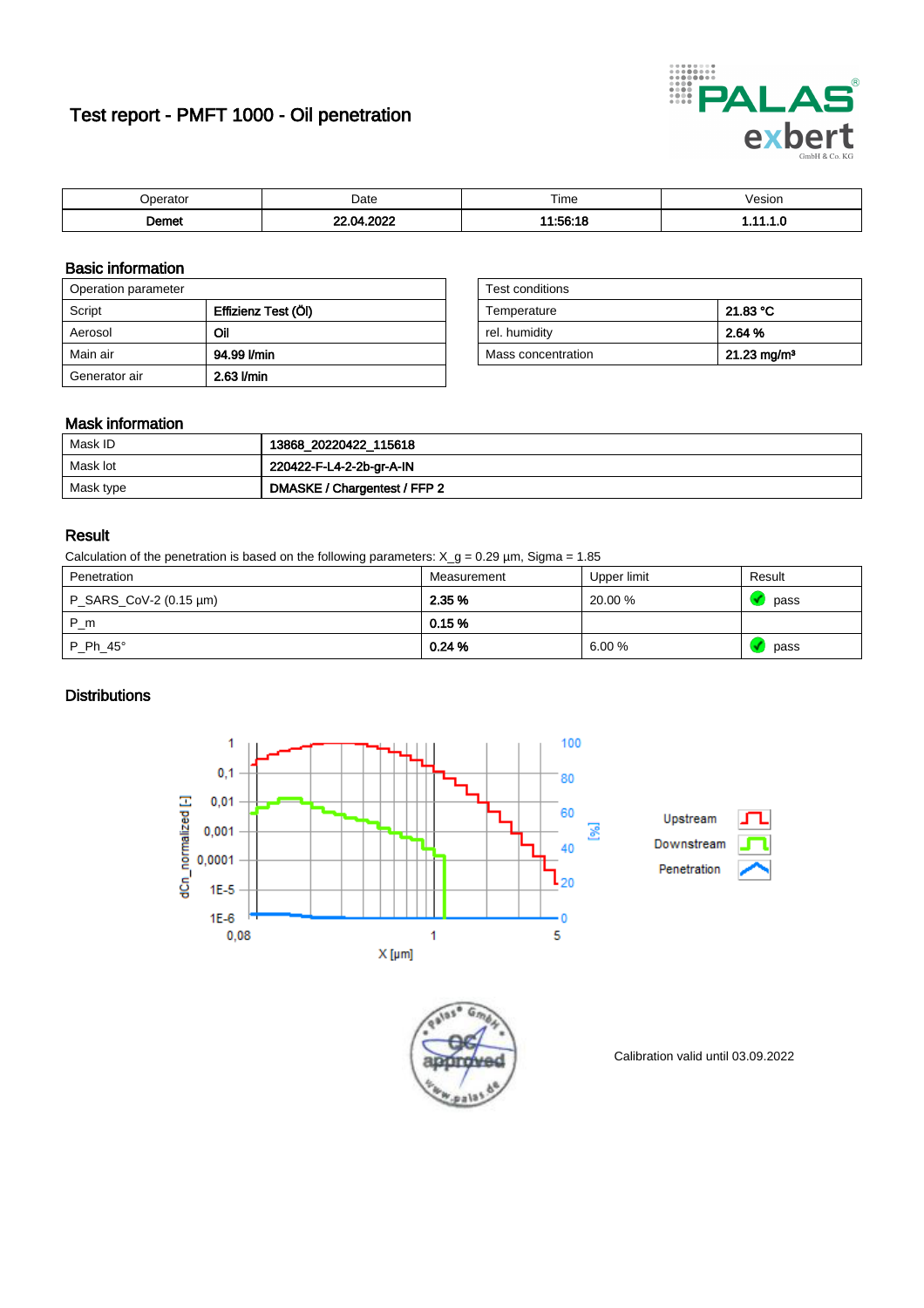# Test report - PMFT 1000 - Oil penetration

| Operator | Date | Time | Vesion |
|---|---|---|---|
| **Demet** | **22.04.2022** | **11:56:18** | **1.11.1.0** |

## Basic information

| Operation parameter | |
|---|---|
| Script | **Effizienz Test (Öl)** |
| Aerosol | **Oil** |
| Main air | **94.99 l/min** |
| Generator air | **2.63 l/min** |

| Test conditions | |
|---|---|
| Temperature | **21.83 °C** |
| rel. humidity | **2.64 %** |
| Mass concentration | **21.23 mg/m³** |

## Mask information

| | |
|---|---|
| Mask ID | **13868_20220422_115618** |
| Mask lot | **220422-F-L4-2-2b-gr-A-IN** |
| Mask type | **DMASKE / Chargentest / FFP 2** |

## Result

Calculation of the penetration is based on the following parameters: X_g = 0.29 µm, Sigma = 1.85

| Penetration | Measurement | Upper limit | Result |
|---|---|---|---|
| P_SARS_CoV-2 (0.15 µm) | **2.35 %** | 20.00 % | pass |
| P_m | **0.15 %** | | |
| P_Ph_45° | **0.24 %** | 6.00 % | pass |

## Distributions

1
0,1
0,01
0,001
0,0001
1E-5
1E-6
dCn_normalized [-]
0,08
1
5
X [µm]
100
80
60
40
20
0
[%]

Upstream
Downstream
Penetration

QC approved

Calibration valid until 03.09.2022